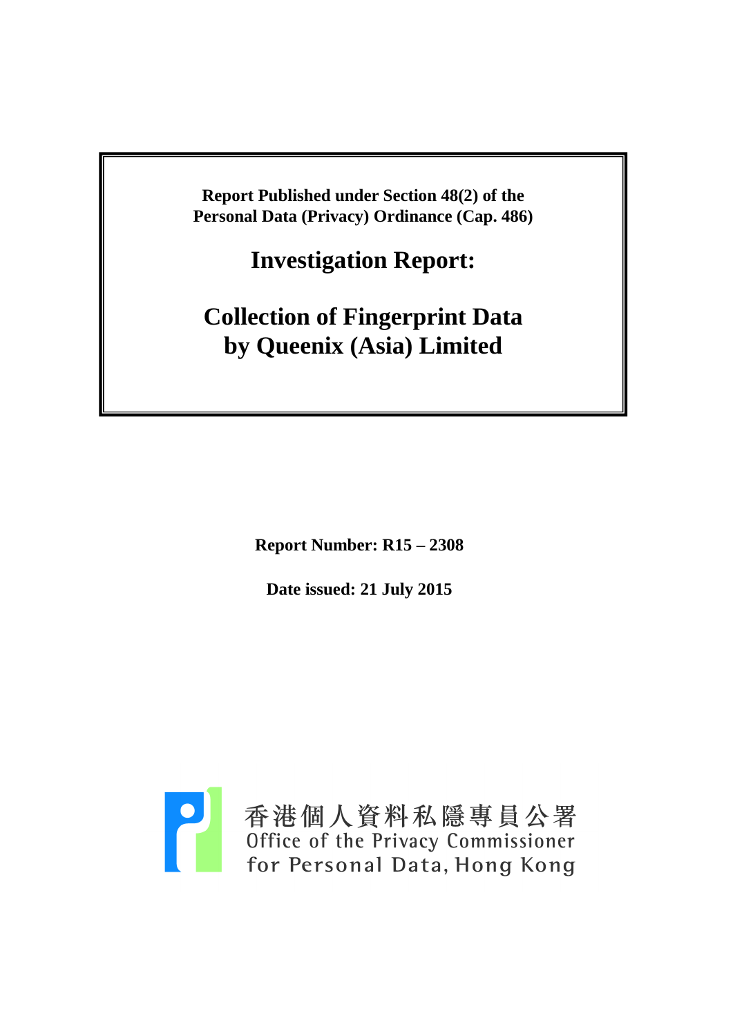**Report Published under Section 48(2) of the Personal Data (Privacy) Ordinance (Cap. 486)**

# Investigation Report:

# Collection of Fingerprint Data by Queenix (Asia) Limited

**Report Number: R15 – 2308**

**Date issued: 21 July 2015**

香港個人資料私隱專員公署
Office of the Privacy Commissioner for Personal Data, Hong Kong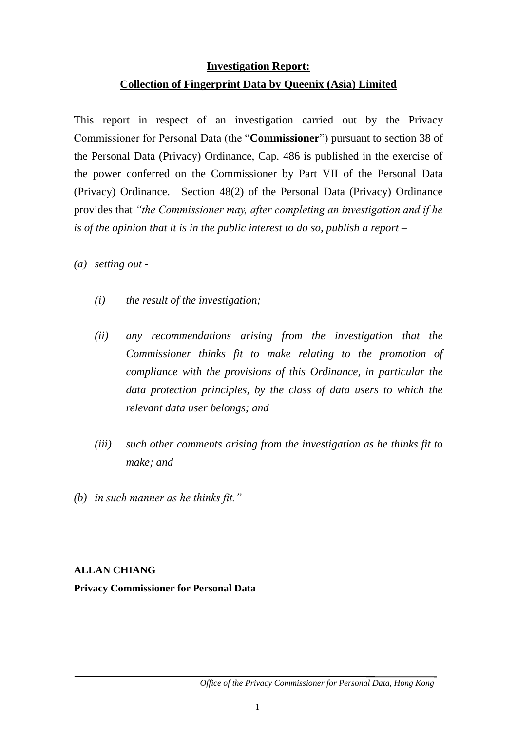**Investigation Report:**

**Collection of Fingerprint Data by Queenix (Asia) Limited**

This report in respect of an investigation carried out by the Privacy Commissioner for Personal Data (the "**Commissioner**") pursuant to section 38 of the Personal Data (Privacy) Ordinance, Cap. 486 is published in the exercise of the power conferred on the Commissioner by Part VII of the Personal Data (Privacy) Ordinance. Section 48(2) of the Personal Data (Privacy) Ordinance provides that *"the Commissioner may, after completing an investigation and if he is of the opinion that it is in the public interest to do so, publish a report –*

*(a) setting out -*

*(i) the result of the investigation;*

*(ii) any recommendations arising from the investigation that the Commissioner thinks fit to make relating to the promotion of compliance with the provisions of this Ordinance, in particular the data protection principles, by the class of data users to which the relevant data user belongs; and*

*(iii) such other comments arising from the investigation as he thinks fit to make; and*

*(b) in such manner as he thinks fit."*

**ALLAN CHIANG**

**Privacy Commissioner for Personal Data**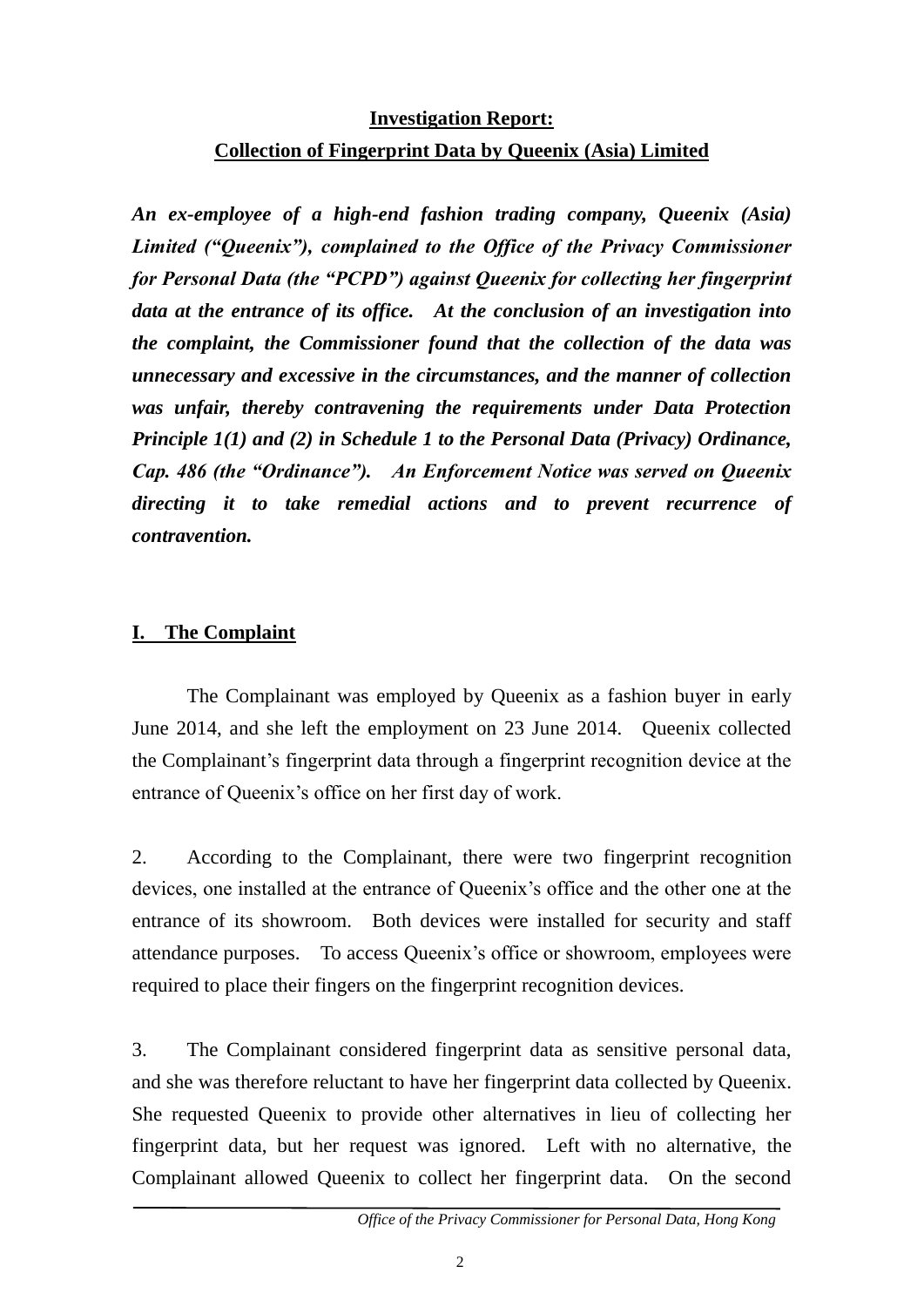## Investigation Report:
## Collection of Fingerprint Data by Queenix (Asia) Limited

***An ex-employee of a high-end fashion trading company, Queenix (Asia) Limited ("Queenix"), complained to the Office of the Privacy Commissioner for Personal Data (the "PCPD") against Queenix for collecting her fingerprint data at the entrance of its office. At the conclusion of an investigation into the complaint, the Commissioner found that the collection of the data was unnecessary and excessive in the circumstances, and the manner of collection was unfair, thereby contravening the requirements under Data Protection Principle 1(1) and (2) in Schedule 1 to the Personal Data (Privacy) Ordinance, Cap. 486 (the "Ordinance"). An Enforcement Notice was served on Queenix directing it to take remedial actions and to prevent recurrence of contravention.***

### I. The Complaint

The Complainant was employed by Queenix as a fashion buyer in early June 2014, and she left the employment on 23 June 2014. Queenix collected the Complainant's fingerprint data through a fingerprint recognition device at the entrance of Queenix's office on her first day of work.

2. According to the Complainant, there were two fingerprint recognition devices, one installed at the entrance of Queenix's office and the other one at the entrance of its showroom. Both devices were installed for security and staff attendance purposes. To access Queenix's office or showroom, employees were required to place their fingers on the fingerprint recognition devices.

3. The Complainant considered fingerprint data as sensitive personal data, and she was therefore reluctant to have her fingerprint data collected by Queenix. She requested Queenix to provide other alternatives in lieu of collecting her fingerprint data, but her request was ignored. Left with no alternative, the Complainant allowed Queenix to collect her fingerprint data. On the second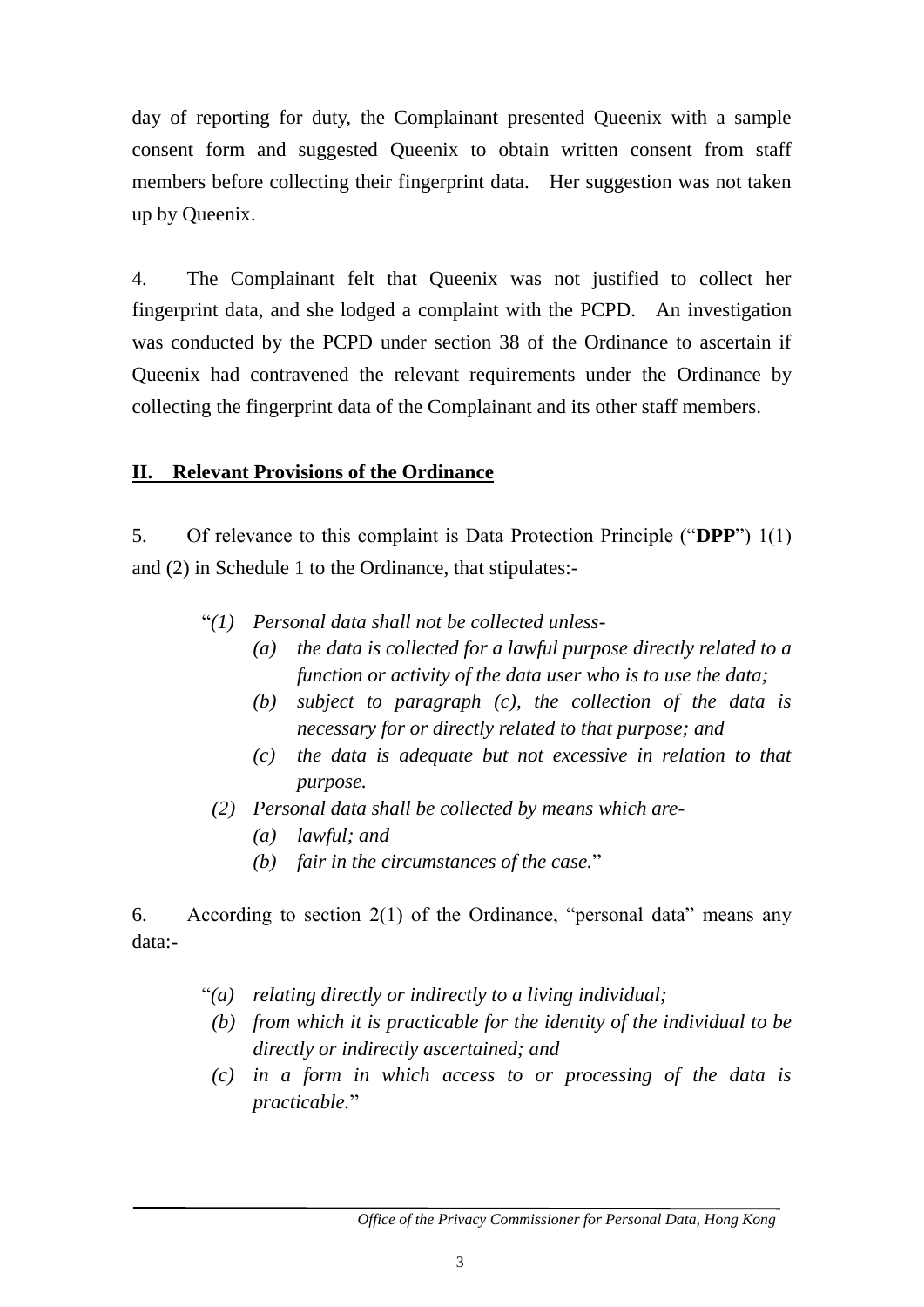day of reporting for duty, the Complainant presented Queenix with a sample consent form and suggested Queenix to obtain written consent from staff members before collecting their fingerprint data. Her suggestion was not taken up by Queenix.

4. The Complainant felt that Queenix was not justified to collect her fingerprint data, and she lodged a complaint with the PCPD. An investigation was conducted by the PCPD under section 38 of the Ordinance to ascertain if Queenix had contravened the relevant requirements under the Ordinance by collecting the fingerprint data of the Complainant and its other staff members.

## II. Relevant Provisions of the Ordinance

5. Of relevance to this complaint is Data Protection Principle ("**DPP**") 1(1) and (2) in Schedule 1 to the Ordinance, that stipulates:-

> "*(1) Personal data shall not be collected unless-*
> *(a) the data is collected for a lawful purpose directly related to a function or activity of the data user who is to use the data;*
> *(b) subject to paragraph (c), the collection of the data is necessary for or directly related to that purpose; and*
> *(c) the data is adequate but not excessive in relation to that purpose.*
>
> *(2) Personal data shall be collected by means which are-*
> *(a) lawful; and*
> *(b) fair in the circumstances of the case.*"

6. According to section 2(1) of the Ordinance, "personal data" means any data:-

> "*(a) relating directly or indirectly to a living individual;*
> *(b) from which it is practicable for the identity of the individual to be directly or indirectly ascertained; and*
> *(c) in a form in which access to or processing of the data is practicable.*"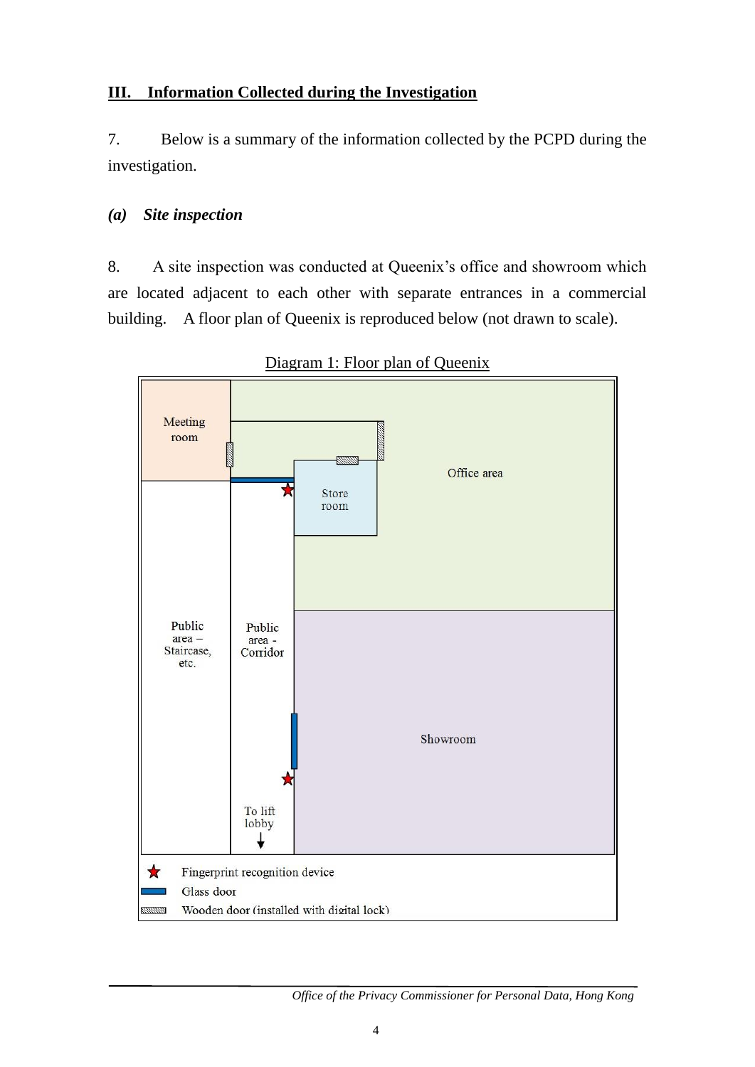## III. Information Collected during the Investigation

7. Below is a summary of the information collected by the PCPD during the investigation.

### *(a) Site inspection*

8. A site inspection was conducted at Queenix's office and showroom which are located adjacent to each other with separate entrances in a commercial building. A floor plan of Queenix is reproduced below (not drawn to scale).

Diagram 1: Floor plan of Queenix

Meeting room

Office area

Store room

Public area – Staircase, etc.

Public area - Corridor

Showroom

To lift lobby

★ Fingerprint recognition device

Glass door

Wooden door (installed with digital lock)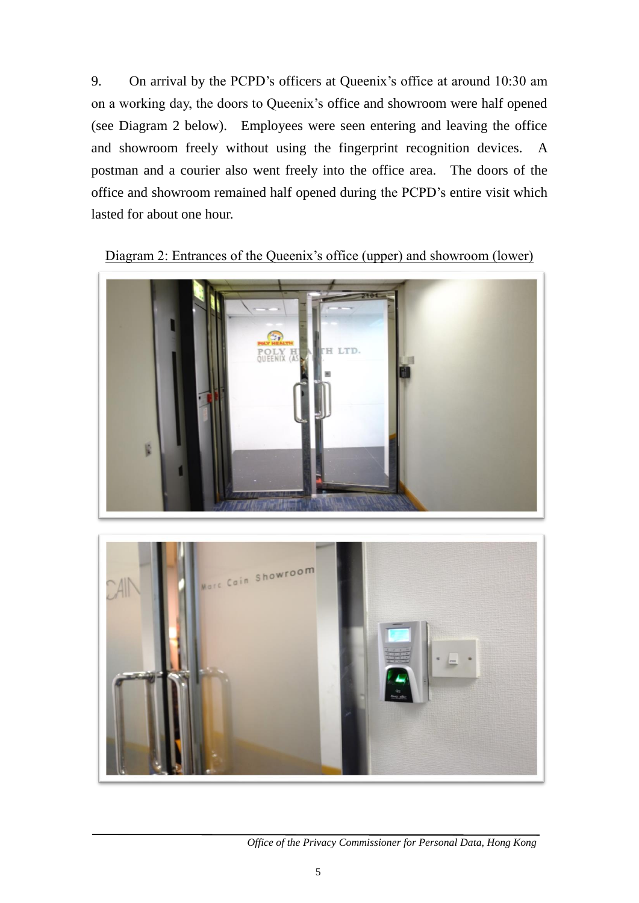9. On arrival by the PCPD's officers at Queenix's office at around 10:30 am on a working day, the doors to Queenix's office and showroom were half opened (see Diagram 2 below). Employees were seen entering and leaving the office and showroom freely without using the fingerprint recognition devices. A postman and a courier also went freely into the office area. The doors of the office and showroom remained half opened during the PCPD's entire visit which lasted for about one hour.

Diagram 2: Entrances of the Queenix's office (upper) and showroom (lower)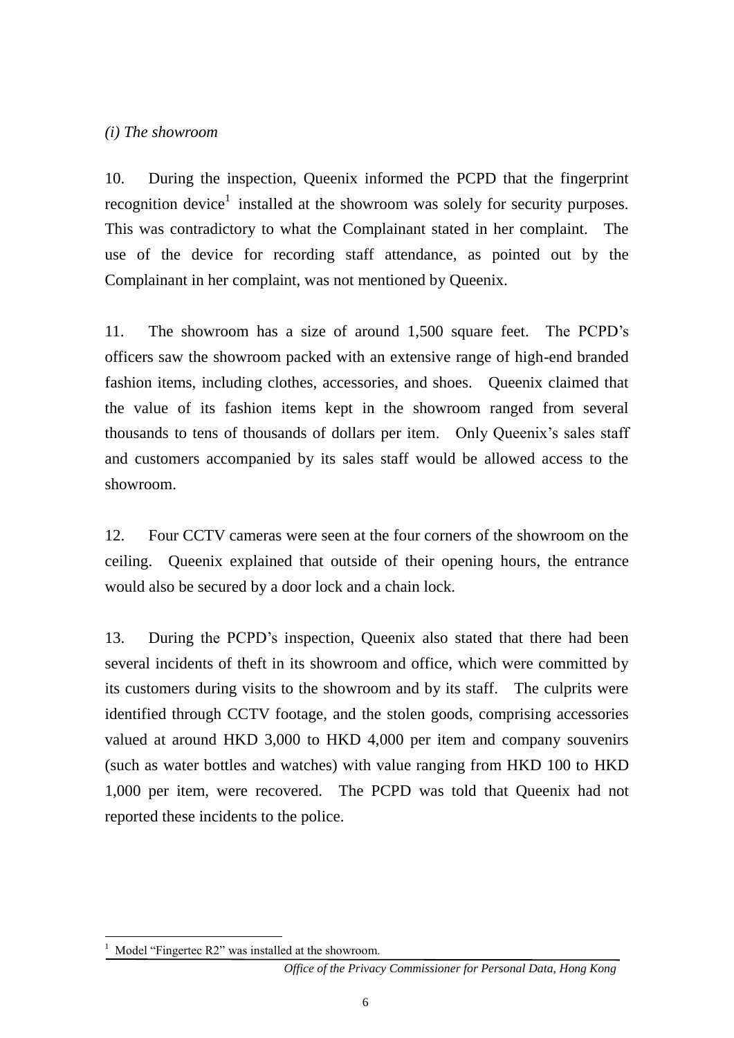*(i) The showroom*

10. During the inspection, Queenix informed the PCPD that the fingerprint recognition device[1] installed at the showroom was solely for security purposes. This was contradictory to what the Complainant stated in her complaint. The use of the device for recording staff attendance, as pointed out by the Complainant in her complaint, was not mentioned by Queenix.

11. The showroom has a size of around 1,500 square feet. The PCPD's officers saw the showroom packed with an extensive range of high-end branded fashion items, including clothes, accessories, and shoes. Queenix claimed that the value of its fashion items kept in the showroom ranged from several thousands to tens of thousands of dollars per item. Only Queenix's sales staff and customers accompanied by its sales staff would be allowed access to the showroom.

12. Four CCTV cameras were seen at the four corners of the showroom on the ceiling. Queenix explained that outside of their opening hours, the entrance would also be secured by a door lock and a chain lock.

13. During the PCPD's inspection, Queenix also stated that there had been several incidents of theft in its showroom and office, which were committed by its customers during visits to the showroom and by its staff. The culprits were identified through CCTV footage, and the stolen goods, comprising accessories valued at around HKD 3,000 to HKD 4,000 per item and company souvenirs (such as water bottles and watches) with value ranging from HKD 100 to HKD 1,000 per item, were recovered. The PCPD was told that Queenix had not reported these incidents to the police.

---

[1] Model "Fingertec R2" was installed at the showroom.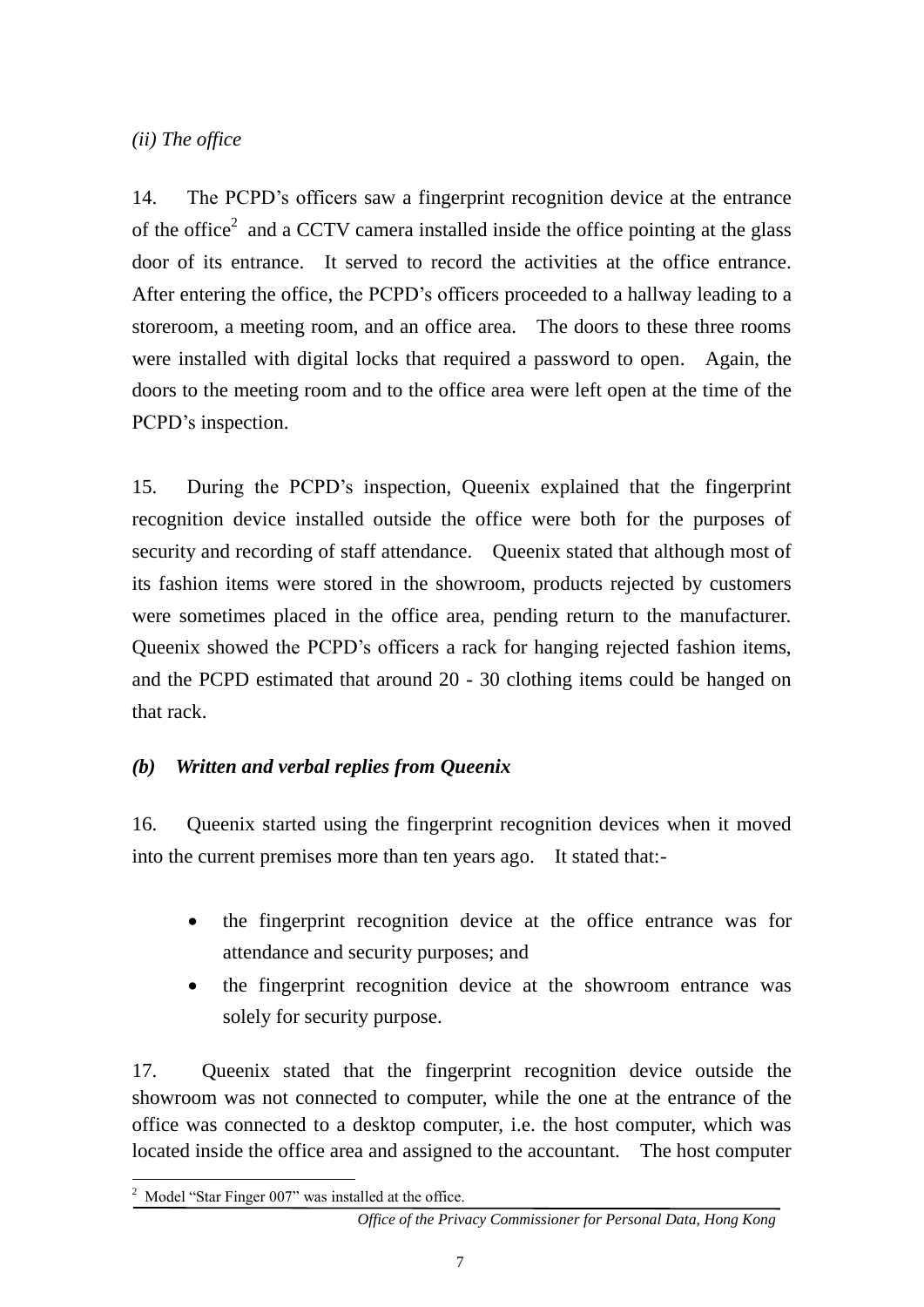*(ii) The office*

14. The PCPD's officers saw a fingerprint recognition device at the entrance of the office[2] and a CCTV camera installed inside the office pointing at the glass door of its entrance. It served to record the activities at the office entrance. After entering the office, the PCPD's officers proceeded to a hallway leading to a storeroom, a meeting room, and an office area. The doors to these three rooms were installed with digital locks that required a password to open. Again, the doors to the meeting room and to the office area were left open at the time of the PCPD's inspection.

15. During the PCPD's inspection, Queenix explained that the fingerprint recognition device installed outside the office were both for the purposes of security and recording of staff attendance. Queenix stated that although most of its fashion items were stored in the showroom, products rejected by customers were sometimes placed in the office area, pending return to the manufacturer. Queenix showed the PCPD's officers a rack for hanging rejected fashion items, and the PCPD estimated that around 20 - 30 clothing items could be hanged on that rack.

### *(b) Written and verbal replies from Queenix*

16. Queenix started using the fingerprint recognition devices when it moved into the current premises more than ten years ago. It stated that:-

- the fingerprint recognition device at the office entrance was for attendance and security purposes; and
- the fingerprint recognition device at the showroom entrance was solely for security purpose.

17. Queenix stated that the fingerprint recognition device outside the showroom was not connected to computer, while the one at the entrance of the office was connected to a desktop computer, i.e. the host computer, which was located inside the office area and assigned to the accountant. The host computer

---

[2] Model "Star Finger 007" was installed at the office.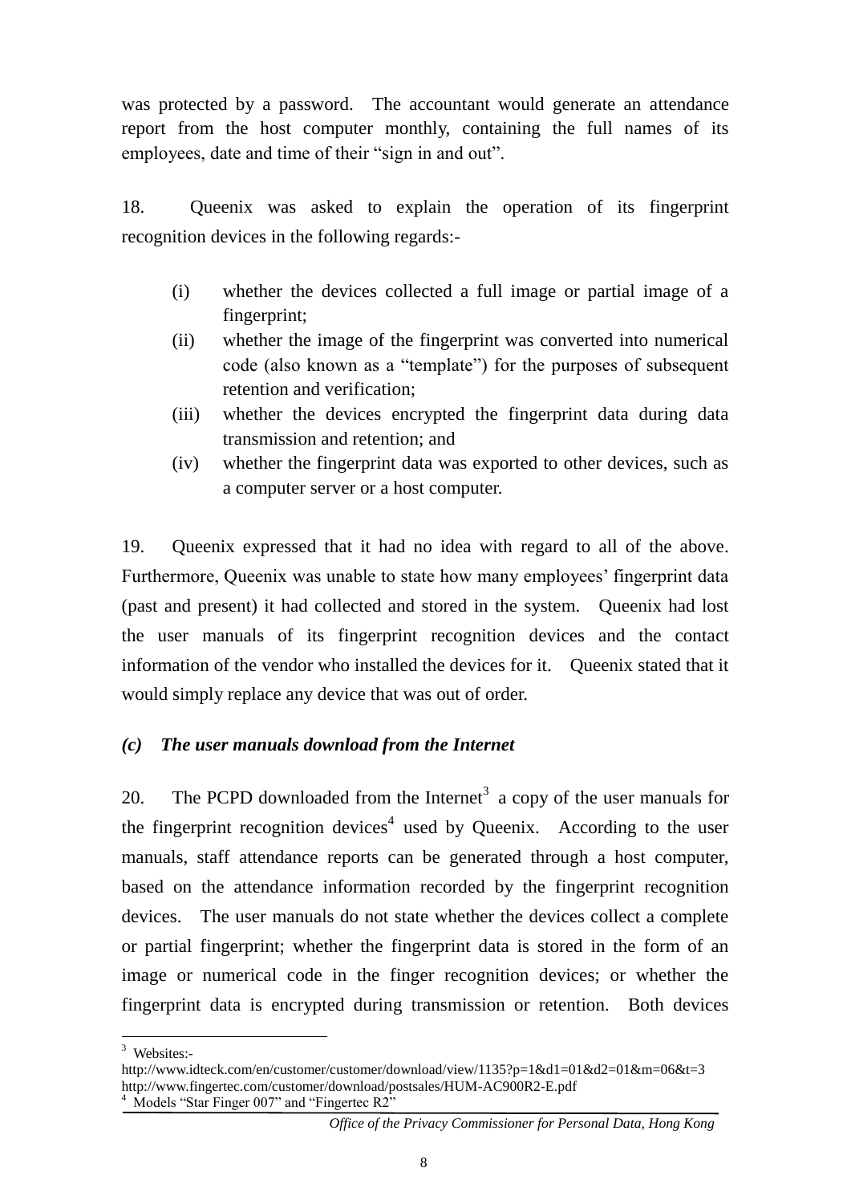was protected by a password. The accountant would generate an attendance report from the host computer monthly, containing the full names of its employees, date and time of their "sign in and out".

18. Queenix was asked to explain the operation of its fingerprint recognition devices in the following regards:-

(i) whether the devices collected a full image or partial image of a fingerprint;
(ii) whether the image of the fingerprint was converted into numerical code (also known as a "template") for the purposes of subsequent retention and verification;
(iii) whether the devices encrypted the fingerprint data during data transmission and retention; and
(iv) whether the fingerprint data was exported to other devices, such as a computer server or a host computer.

19. Queenix expressed that it had no idea with regard to all of the above. Furthermore, Queenix was unable to state how many employees' fingerprint data (past and present) it had collected and stored in the system. Queenix had lost the user manuals of its fingerprint recognition devices and the contact information of the vendor who installed the devices for it. Queenix stated that it would simply replace any device that was out of order.

### *(c) The user manuals download from the Internet*

20. The PCPD downloaded from the Internet[3] a copy of the user manuals for the fingerprint recognition devices[4] used by Queenix. According to the user manuals, staff attendance reports can be generated through a host computer, based on the attendance information recorded by the fingerprint recognition devices. The user manuals do not state whether the devices collect a complete or partial fingerprint; whether the fingerprint data is stored in the form of an image or numerical code in the finger recognition devices; or whether the fingerprint data is encrypted during transmission or retention. Both devices

---

[3] Websites:-
http://www.idteck.com/en/customer/customer/download/view/1135?p=1&d1=01&d2=01&m=06&t=3
http://www.fingertec.com/customer/download/postsales/HUM-AC900R2-E.pdf

[4] Models "Star Finger 007" and "Fingertec R2"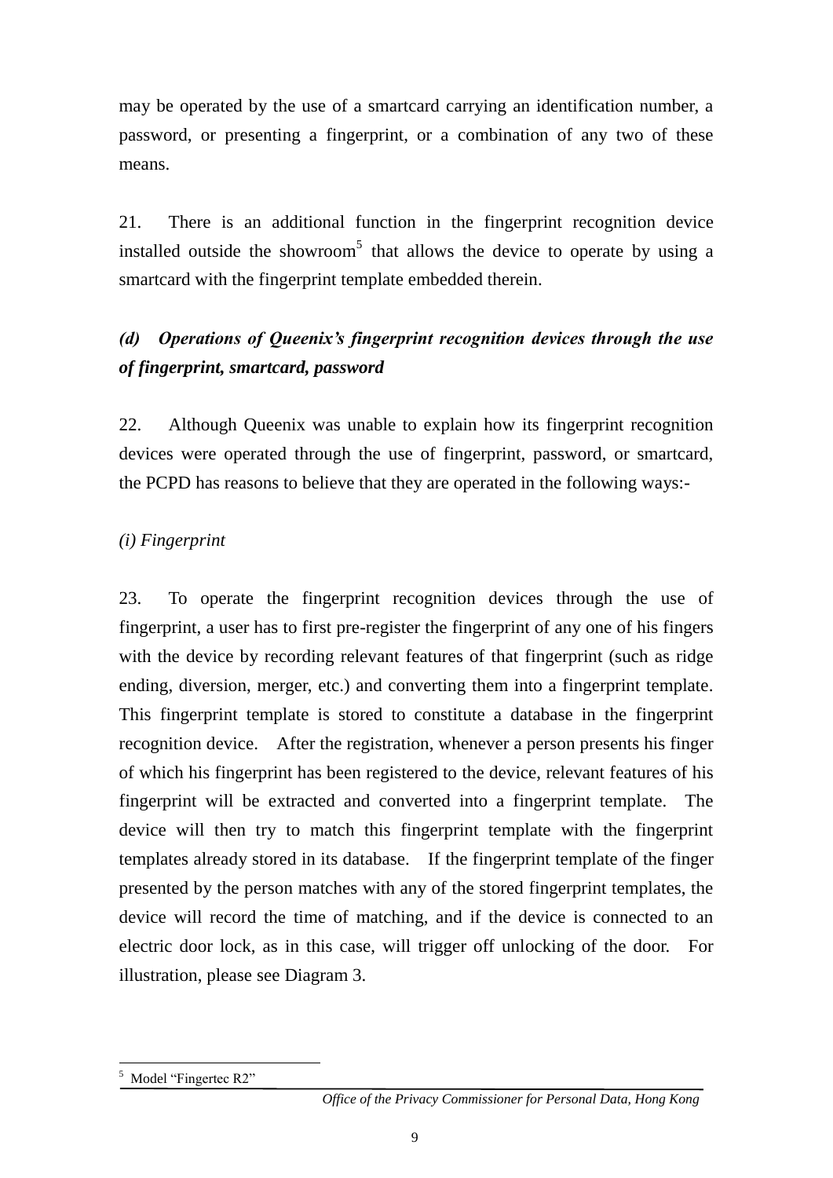may be operated by the use of a smartcard carrying an identification number, a password, or presenting a fingerprint, or a combination of any two of these means.

21. There is an additional function in the fingerprint recognition device installed outside the showroom[5] that allows the device to operate by using a smartcard with the fingerprint template embedded therein.

### *(d) Operations of Queenix's fingerprint recognition devices through the use of fingerprint, smartcard, password*

22. Although Queenix was unable to explain how its fingerprint recognition devices were operated through the use of fingerprint, password, or smartcard, the PCPD has reasons to believe that they are operated in the following ways:-

*(i) Fingerprint*

23. To operate the fingerprint recognition devices through the use of fingerprint, a user has to first pre-register the fingerprint of any one of his fingers with the device by recording relevant features of that fingerprint (such as ridge ending, diversion, merger, etc.) and converting them into a fingerprint template. This fingerprint template is stored to constitute a database in the fingerprint recognition device. After the registration, whenever a person presents his finger of which his fingerprint has been registered to the device, relevant features of his fingerprint will be extracted and converted into a fingerprint template. The device will then try to match this fingerprint template with the fingerprint templates already stored in its database. If the fingerprint template of the finger presented by the person matches with any of the stored fingerprint templates, the device will record the time of matching, and if the device is connected to an electric door lock, as in this case, will trigger off unlocking of the door. For illustration, please see Diagram 3.

[5] Model "Fingertec R2"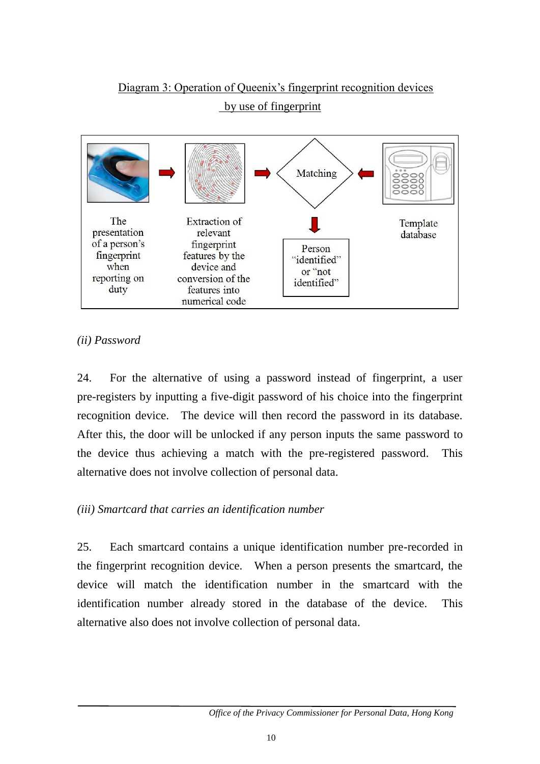Diagram 3: Operation of Queenix's fingerprint recognition devices by use of fingerprint

The presentation of a person's fingerprint when reporting on duty → Extraction of relevant fingerprint features by the device and conversion of the features into numerical code → Matching ← Template database

Matching → Person "identified" or "not identified"

*(ii) Password*

24. For the alternative of using a password instead of fingerprint, a user pre-registers by inputting a five-digit password of his choice into the fingerprint recognition device. The device will then record the password in its database. After this, the door will be unlocked if any person inputs the same password to the device thus achieving a match with the pre-registered password. This alternative does not involve collection of personal data.

*(iii) Smartcard that carries an identification number*

25. Each smartcard contains a unique identification number pre-recorded in the fingerprint recognition device. When a person presents the smartcard, the device will match the identification number in the smartcard with the identification number already stored in the database of the device. This alternative also does not involve collection of personal data.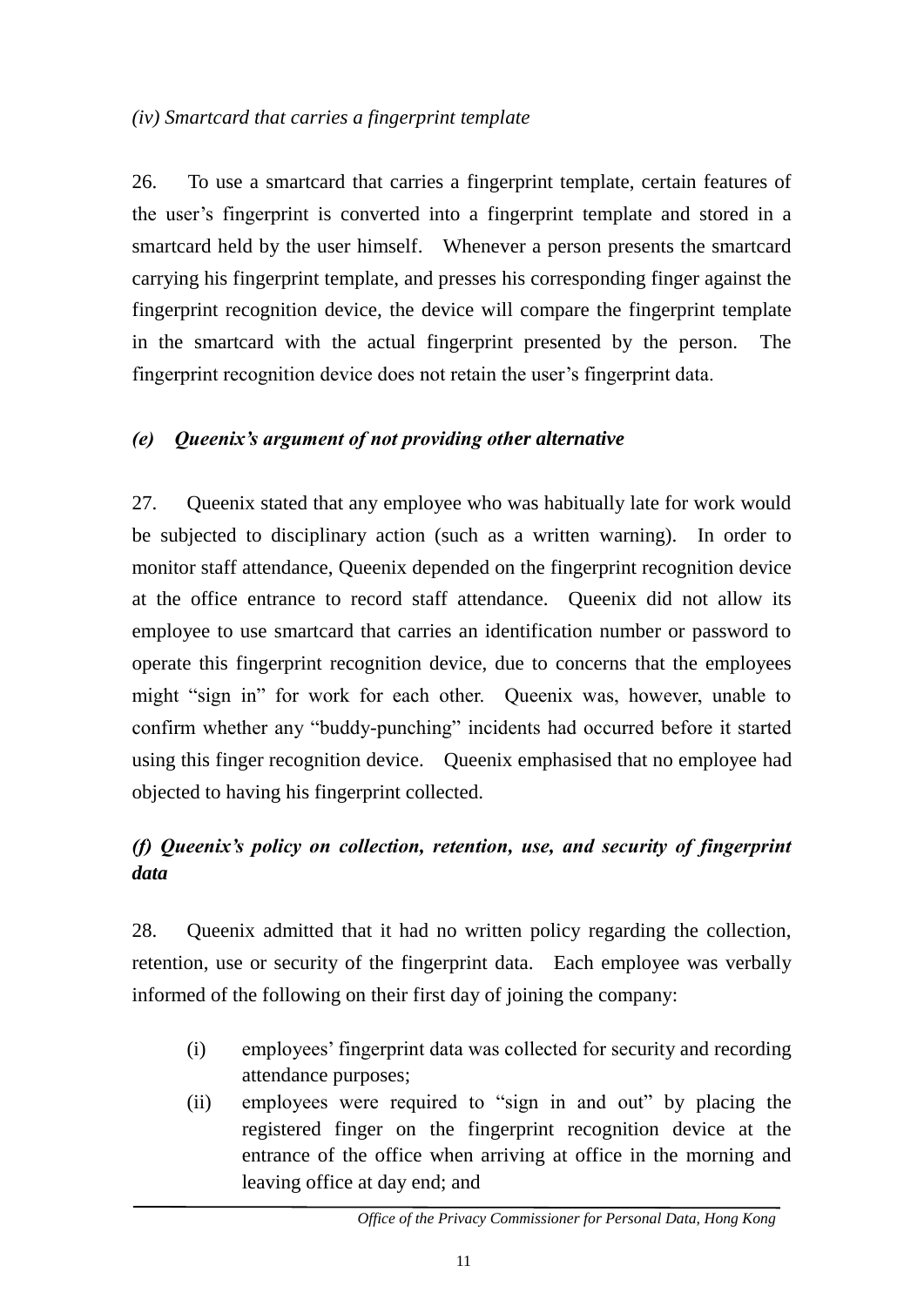*(iv) Smartcard that carries a fingerprint template*

26. To use a smartcard that carries a fingerprint template, certain features of the user's fingerprint is converted into a fingerprint template and stored in a smartcard held by the user himself. Whenever a person presents the smartcard carrying his fingerprint template, and presses his corresponding finger against the fingerprint recognition device, the device will compare the fingerprint template in the smartcard with the actual fingerprint presented by the person. The fingerprint recognition device does not retain the user's fingerprint data.

### *(e) Queenix's argument of not providing other alternative*

27. Queenix stated that any employee who was habitually late for work would be subjected to disciplinary action (such as a written warning). In order to monitor staff attendance, Queenix depended on the fingerprint recognition device at the office entrance to record staff attendance. Queenix did not allow its employee to use smartcard that carries an identification number or password to operate this fingerprint recognition device, due to concerns that the employees might "sign in" for work for each other. Queenix was, however, unable to confirm whether any "buddy-punching" incidents had occurred before it started using this finger recognition device. Queenix emphasised that no employee had objected to having his fingerprint collected.

### *(f) Queenix's policy on collection, retention, use, and security of fingerprint data*

28. Queenix admitted that it had no written policy regarding the collection, retention, use or security of the fingerprint data. Each employee was verbally informed of the following on their first day of joining the company:

(i) employees' fingerprint data was collected for security and recording attendance purposes;

(ii) employees were required to "sign in and out" by placing the registered finger on the fingerprint recognition device at the entrance of the office when arriving at office in the morning and leaving office at day end; and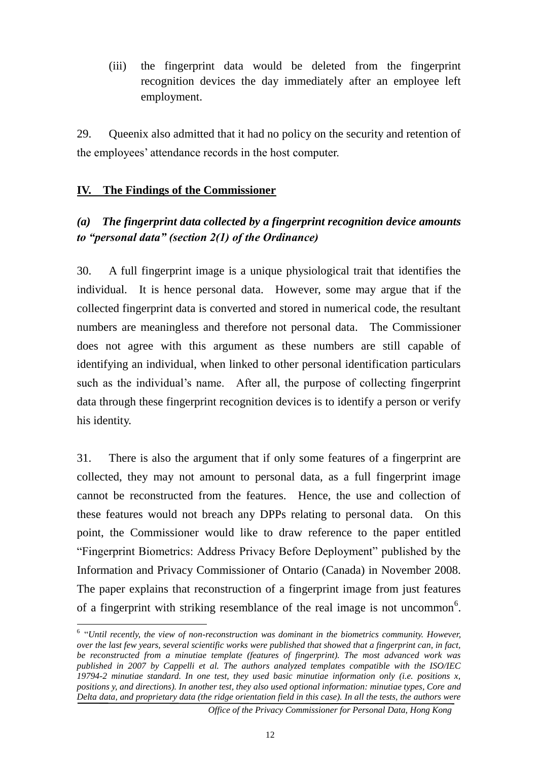(iii) the fingerprint data would be deleted from the fingerprint recognition devices the day immediately after an employee left employment.

29. Queenix also admitted that it had no policy on the security and retention of the employees' attendance records in the host computer.

## IV. The Findings of the Commissioner

### *(a) The fingerprint data collected by a fingerprint recognition device amounts to "personal data" (section 2(1) of the Ordinance)*

30. A full fingerprint image is a unique physiological trait that identifies the individual. It is hence personal data. However, some may argue that if the collected fingerprint data is converted and stored in numerical code, the resultant numbers are meaningless and therefore not personal data. The Commissioner does not agree with this argument as these numbers are still capable of identifying an individual, when linked to other personal identification particulars such as the individual's name. After all, the purpose of collecting fingerprint data through these fingerprint recognition devices is to identify a person or verify his identity.

31. There is also the argument that if only some features of a fingerprint are collected, they may not amount to personal data, as a full fingerprint image cannot be reconstructed from the features. Hence, the use and collection of these features would not breach any DPPs relating to personal data. On this point, the Commissioner would like to draw reference to the paper entitled "Fingerprint Biometrics: Address Privacy Before Deployment" published by the Information and Privacy Commissioner of Ontario (Canada) in November 2008. The paper explains that reconstruction of a fingerprint image from just features of a fingerprint with striking resemblance of the real image is not uncommon[6].

---

[6] "*Until recently, the view of non-reconstruction was dominant in the biometrics community. However, over the last few years, several scientific works were published that showed that a fingerprint can, in fact, be reconstructed from a minutiae template (features of fingerprint). The most advanced work was published in 2007 by Cappelli et al. The authors analyzed templates compatible with the ISO/IEC 19794-2 minutiae standard. In one test, they used basic minutiae information only (i.e. positions x, positions y, and directions). In another test, they also used optional information: minutiae types, Core and Delta data, and proprietary data (the ridge orientation field in this case). In all the tests, the authors were*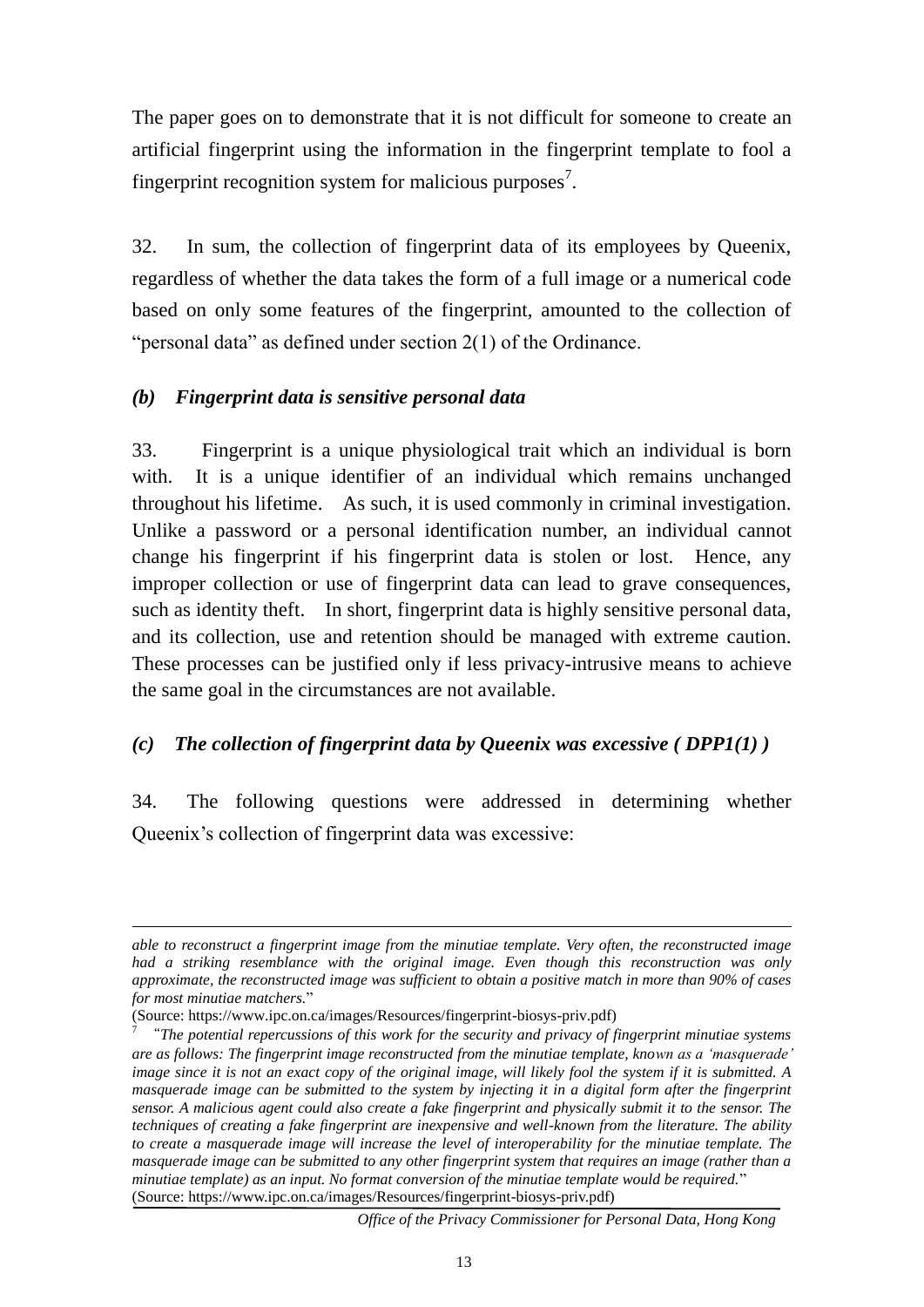The paper goes on to demonstrate that it is not difficult for someone to create an artificial fingerprint using the information in the fingerprint template to fool a fingerprint recognition system for malicious purposes[7].

32. In sum, the collection of fingerprint data of its employees by Queenix, regardless of whether the data takes the form of a full image or a numerical code based on only some features of the fingerprint, amounted to the collection of "personal data" as defined under section 2(1) of the Ordinance.

### *(b) Fingerprint data is sensitive personal data*

33. Fingerprint is a unique physiological trait which an individual is born with. It is a unique identifier of an individual which remains unchanged throughout his lifetime. As such, it is used commonly in criminal investigation. Unlike a password or a personal identification number, an individual cannot change his fingerprint if his fingerprint data is stolen or lost. Hence, any improper collection or use of fingerprint data can lead to grave consequences, such as identity theft. In short, fingerprint data is highly sensitive personal data, and its collection, use and retention should be managed with extreme caution. These processes can be justified only if less privacy-intrusive means to achieve the same goal in the circumstances are not available.

### *(c) The collection of fingerprint data by Queenix was excessive ( DPP1(1) )*

34. The following questions were addressed in determining whether Queenix's collection of fingerprint data was excessive:

---

*able to reconstruct a fingerprint image from the minutiae template. Very often, the reconstructed image had a striking resemblance with the original image. Even though this reconstruction was only approximate, the reconstructed image was sufficient to obtain a positive match in more than 90% of cases for most minutiae matchers.*"

(Source: https://www.ipc.on.ca/images/Resources/fingerprint-biosys-priv.pdf)

[7] "*The potential repercussions of this work for the security and privacy of fingerprint minutiae systems are as follows: The fingerprint image reconstructed from the minutiae template, known as a 'masquerade' image since it is not an exact copy of the original image, will likely fool the system if it is submitted. A masquerade image can be submitted to the system by injecting it in a digital form after the fingerprint sensor. A malicious agent could also create a fake fingerprint and physically submit it to the sensor. The techniques of creating a fake fingerprint are inexpensive and well-known from the literature. The ability to create a masquerade image will increase the level of interoperability for the minutiae template. The masquerade image can be submitted to any other fingerprint system that requires an image (rather than a minutiae template) as an input. No format conversion of the minutiae template would be required.*"

(Source: https://www.ipc.on.ca/images/Resources/fingerprint-biosys-priv.pdf)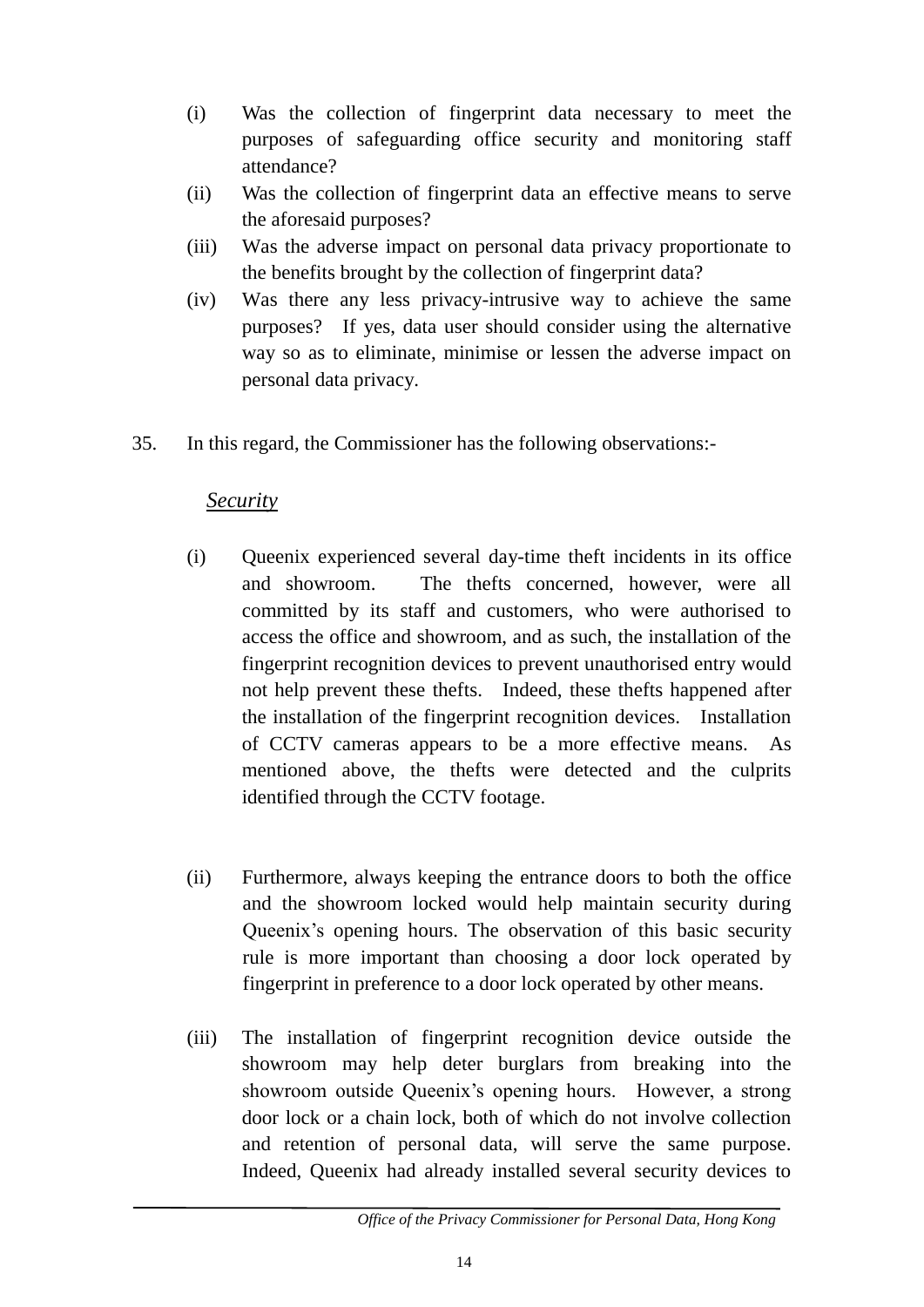(i) Was the collection of fingerprint data necessary to meet the purposes of safeguarding office security and monitoring staff attendance?

(ii) Was the collection of fingerprint data an effective means to serve the aforesaid purposes?

(iii) Was the adverse impact on personal data privacy proportionate to the benefits brought by the collection of fingerprint data?

(iv) Was there any less privacy-intrusive way to achieve the same purposes? If yes, data user should consider using the alternative way so as to eliminate, minimise or lessen the adverse impact on personal data privacy.

35. In this regard, the Commissioner has the following observations:-

*Security*

(i) Queenix experienced several day-time theft incidents in its office and showroom. The thefts concerned, however, were all committed by its staff and customers, who were authorised to access the office and showroom, and as such, the installation of the fingerprint recognition devices to prevent unauthorised entry would not help prevent these thefts. Indeed, these thefts happened after the installation of the fingerprint recognition devices. Installation of CCTV cameras appears to be a more effective means. As mentioned above, the thefts were detected and the culprits identified through the CCTV footage.

(ii) Furthermore, always keeping the entrance doors to both the office and the showroom locked would help maintain security during Queenix's opening hours. The observation of this basic security rule is more important than choosing a door lock operated by fingerprint in preference to a door lock operated by other means.

(iii) The installation of fingerprint recognition device outside the showroom may help deter burglars from breaking into the showroom outside Queenix's opening hours. However, a strong door lock or a chain lock, both of which do not involve collection and retention of personal data, will serve the same purpose. Indeed, Queenix had already installed several security devices to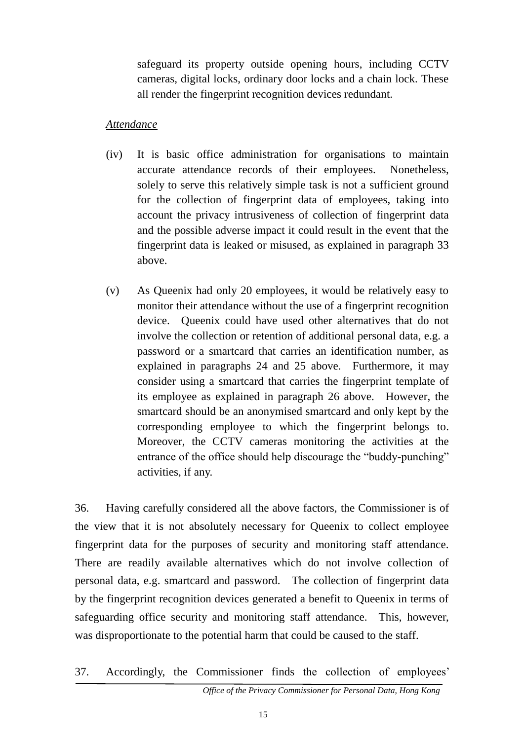safeguard its property outside opening hours, including CCTV cameras, digital locks, ordinary door locks and a chain lock. These all render the fingerprint recognition devices redundant.

*Attendance*

(iv) It is basic office administration for organisations to maintain accurate attendance records of their employees. Nonetheless, solely to serve this relatively simple task is not a sufficient ground for the collection of fingerprint data of employees, taking into account the privacy intrusiveness of collection of fingerprint data and the possible adverse impact it could result in the event that the fingerprint data is leaked or misused, as explained in paragraph 33 above.

(v) As Queenix had only 20 employees, it would be relatively easy to monitor their attendance without the use of a fingerprint recognition device. Queenix could have used other alternatives that do not involve the collection or retention of additional personal data, e.g. a password or a smartcard that carries an identification number, as explained in paragraphs 24 and 25 above. Furthermore, it may consider using a smartcard that carries the fingerprint template of its employee as explained in paragraph 26 above. However, the smartcard should be an anonymised smartcard and only kept by the corresponding employee to which the fingerprint belongs to. Moreover, the CCTV cameras monitoring the activities at the entrance of the office should help discourage the "buddy-punching" activities, if any.

36. Having carefully considered all the above factors, the Commissioner is of the view that it is not absolutely necessary for Queenix to collect employee fingerprint data for the purposes of security and monitoring staff attendance. There are readily available alternatives which do not involve collection of personal data, e.g. smartcard and password. The collection of fingerprint data by the fingerprint recognition devices generated a benefit to Queenix in terms of safeguarding office security and monitoring staff attendance. This, however, was disproportionate to the potential harm that could be caused to the staff.

37. Accordingly, the Commissioner finds the collection of employees'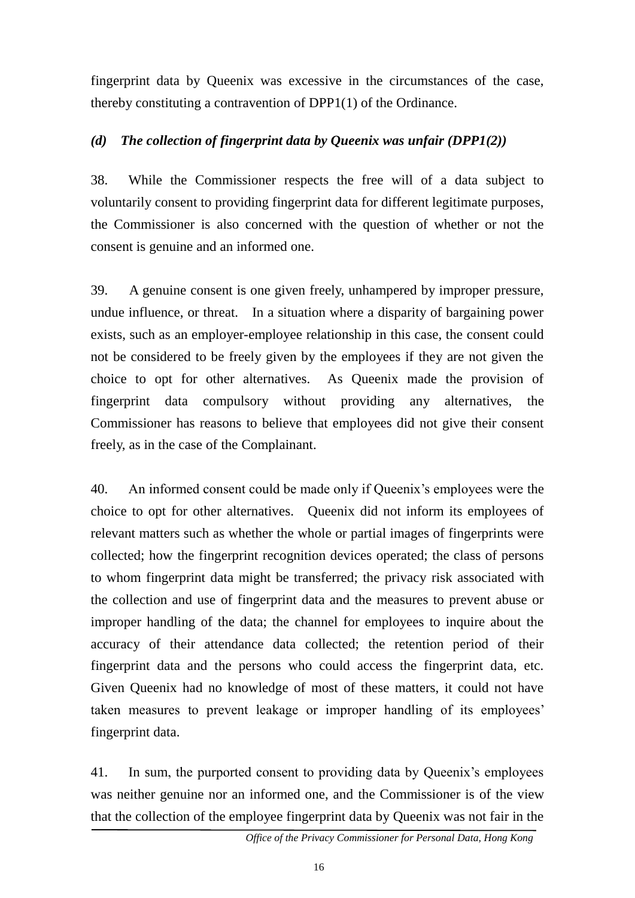fingerprint data by Queenix was excessive in the circumstances of the case, thereby constituting a contravention of DPP1(1) of the Ordinance.

### *(d) The collection of fingerprint data by Queenix was unfair (DPP1(2))*

38. While the Commissioner respects the free will of a data subject to voluntarily consent to providing fingerprint data for different legitimate purposes, the Commissioner is also concerned with the question of whether or not the consent is genuine and an informed one.

39. A genuine consent is one given freely, unhampered by improper pressure, undue influence, or threat. In a situation where a disparity of bargaining power exists, such as an employer-employee relationship in this case, the consent could not be considered to be freely given by the employees if they are not given the choice to opt for other alternatives. As Queenix made the provision of fingerprint data compulsory without providing any alternatives, the Commissioner has reasons to believe that employees did not give their consent freely, as in the case of the Complainant.

40. An informed consent could be made only if Queenix's employees were the choice to opt for other alternatives. Queenix did not inform its employees of relevant matters such as whether the whole or partial images of fingerprints were collected; how the fingerprint recognition devices operated; the class of persons to whom fingerprint data might be transferred; the privacy risk associated with the collection and use of fingerprint data and the measures to prevent abuse or improper handling of the data; the channel for employees to inquire about the accuracy of their attendance data collected; the retention period of their fingerprint data and the persons who could access the fingerprint data, etc. Given Queenix had no knowledge of most of these matters, it could not have taken measures to prevent leakage or improper handling of its employees' fingerprint data.

41. In sum, the purported consent to providing data by Queenix's employees was neither genuine nor an informed one, and the Commissioner is of the view that the collection of the employee fingerprint data by Queenix was not fair in the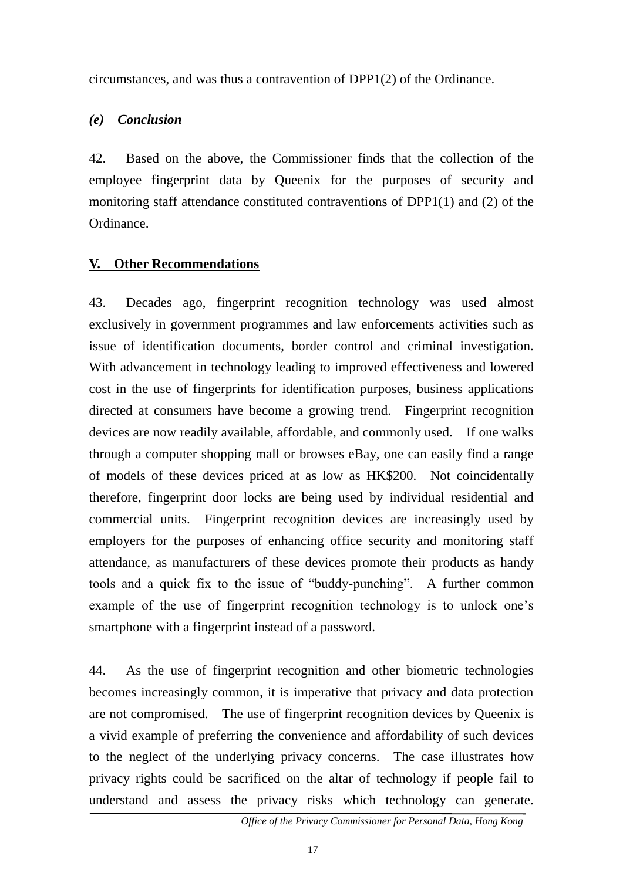circumstances, and was thus a contravention of DPP1(2) of the Ordinance.

### *(e) Conclusion*

42. Based on the above, the Commissioner finds that the collection of the employee fingerprint data by Queenix for the purposes of security and monitoring staff attendance constituted contraventions of DPP1(1) and (2) of the Ordinance.

## V. Other Recommendations

43. Decades ago, fingerprint recognition technology was used almost exclusively in government programmes and law enforcements activities such as issue of identification documents, border control and criminal investigation. With advancement in technology leading to improved effectiveness and lowered cost in the use of fingerprints for identification purposes, business applications directed at consumers have become a growing trend. Fingerprint recognition devices are now readily available, affordable, and commonly used. If one walks through a computer shopping mall or browses eBay, one can easily find a range of models of these devices priced at as low as HK$200. Not coincidentally therefore, fingerprint door locks are being used by individual residential and commercial units. Fingerprint recognition devices are increasingly used by employers for the purposes of enhancing office security and monitoring staff attendance, as manufacturers of these devices promote their products as handy tools and a quick fix to the issue of "buddy-punching". A further common example of the use of fingerprint recognition technology is to unlock one's smartphone with a fingerprint instead of a password.

44. As the use of fingerprint recognition and other biometric technologies becomes increasingly common, it is imperative that privacy and data protection are not compromised. The use of fingerprint recognition devices by Queenix is a vivid example of preferring the convenience and affordability of such devices to the neglect of the underlying privacy concerns. The case illustrates how privacy rights could be sacrificed on the altar of technology if people fail to understand and assess the privacy risks which technology can generate.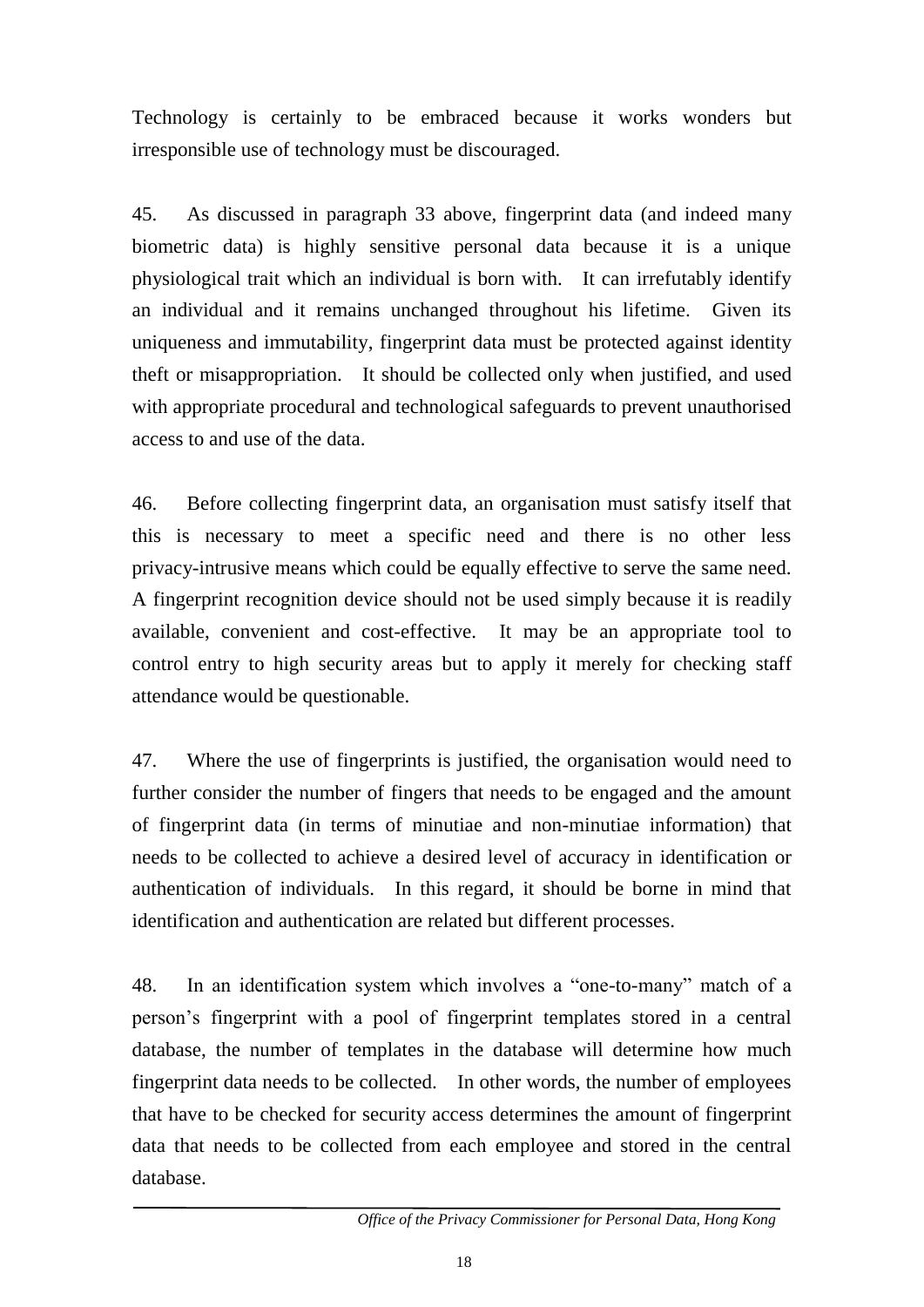Technology is certainly to be embraced because it works wonders but irresponsible use of technology must be discouraged.

45. As discussed in paragraph 33 above, fingerprint data (and indeed many biometric data) is highly sensitive personal data because it is a unique physiological trait which an individual is born with. It can irrefutably identify an individual and it remains unchanged throughout his lifetime. Given its uniqueness and immutability, fingerprint data must be protected against identity theft or misappropriation. It should be collected only when justified, and used with appropriate procedural and technological safeguards to prevent unauthorised access to and use of the data.

46. Before collecting fingerprint data, an organisation must satisfy itself that this is necessary to meet a specific need and there is no other less privacy-intrusive means which could be equally effective to serve the same need. A fingerprint recognition device should not be used simply because it is readily available, convenient and cost-effective. It may be an appropriate tool to control entry to high security areas but to apply it merely for checking staff attendance would be questionable.

47. Where the use of fingerprints is justified, the organisation would need to further consider the number of fingers that needs to be engaged and the amount of fingerprint data (in terms of minutiae and non-minutiae information) that needs to be collected to achieve a desired level of accuracy in identification or authentication of individuals. In this regard, it should be borne in mind that identification and authentication are related but different processes.

48. In an identification system which involves a "one-to-many" match of a person's fingerprint with a pool of fingerprint templates stored in a central database, the number of templates in the database will determine how much fingerprint data needs to be collected. In other words, the number of employees that have to be checked for security access determines the amount of fingerprint data that needs to be collected from each employee and stored in the central database.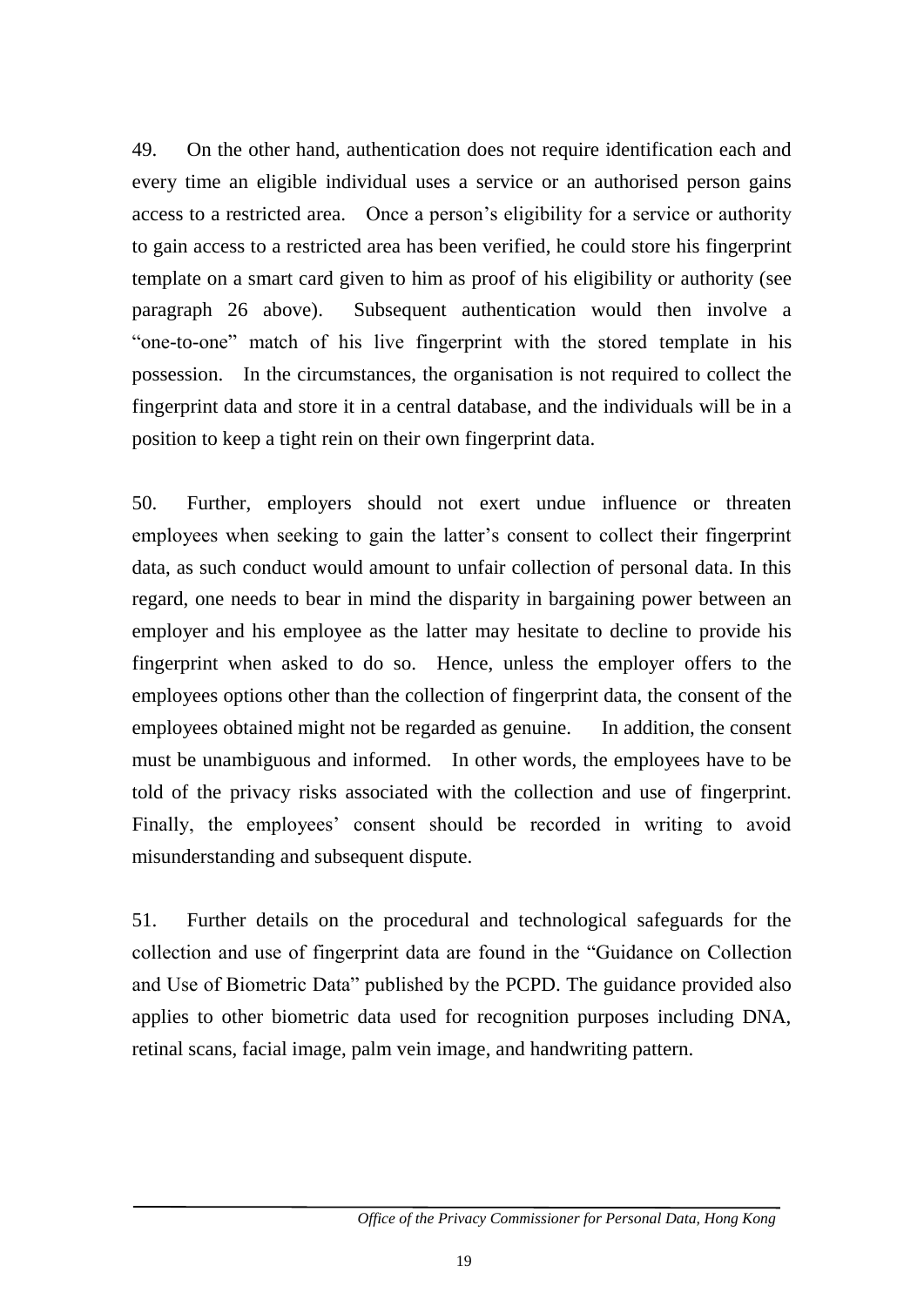49. On the other hand, authentication does not require identification each and every time an eligible individual uses a service or an authorised person gains access to a restricted area. Once a person's eligibility for a service or authority to gain access to a restricted area has been verified, he could store his fingerprint template on a smart card given to him as proof of his eligibility or authority (see paragraph 26 above). Subsequent authentication would then involve a "one-to-one" match of his live fingerprint with the stored template in his possession. In the circumstances, the organisation is not required to collect the fingerprint data and store it in a central database, and the individuals will be in a position to keep a tight rein on their own fingerprint data.

50. Further, employers should not exert undue influence or threaten employees when seeking to gain the latter's consent to collect their fingerprint data, as such conduct would amount to unfair collection of personal data. In this regard, one needs to bear in mind the disparity in bargaining power between an employer and his employee as the latter may hesitate to decline to provide his fingerprint when asked to do so. Hence, unless the employer offers to the employees options other than the collection of fingerprint data, the consent of the employees obtained might not be regarded as genuine. In addition, the consent must be unambiguous and informed. In other words, the employees have to be told of the privacy risks associated with the collection and use of fingerprint. Finally, the employees' consent should be recorded in writing to avoid misunderstanding and subsequent dispute.

51. Further details on the procedural and technological safeguards for the collection and use of fingerprint data are found in the "Guidance on Collection and Use of Biometric Data" published by the PCPD. The guidance provided also applies to other biometric data used for recognition purposes including DNA, retinal scans, facial image, palm vein image, and handwriting pattern.